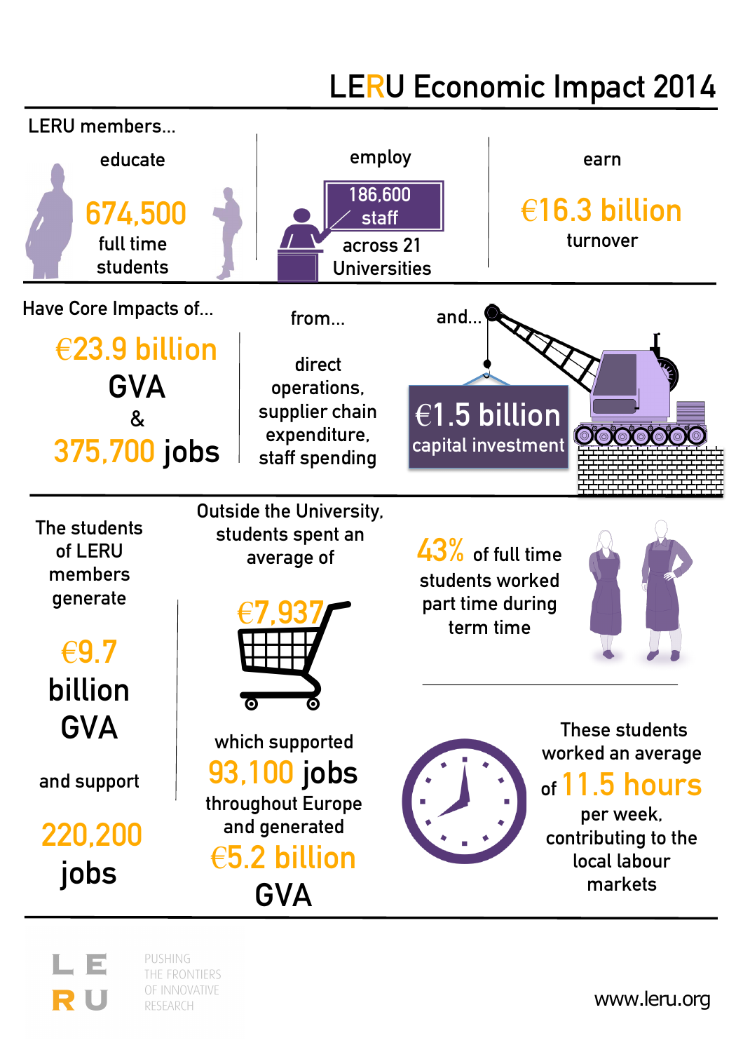# LERU Economic Impact 2014

LERU members...

educate

**674,500**
full time students

employ

**186,600 staff**
across 21 Universities

earn

**€16.3 billion**
turnover

---

Have Core Impacts of...

**€23.9 billion** GVA
&
**375,700 jobs**

from...

direct operations, supplier chain expenditure, staff spending

and...

**€1.5 billion**
capital investment

---

The students of LERU members generate

**€9.7 billion GVA**

and support

**220,200 jobs**

Outside the University, students spent an average of

**€7,937**

which supported
**93,100 jobs**
throughout Europe and generated
**€5.2 billion GVA**

**43%** of full time students worked part time during term time

These students worked an average of **11.5 hours** per week, contributing to the local labour markets

---

LERU
PUSHING THE FRONTIERS OF INNOVATIVE RESEARCH

www.leru.org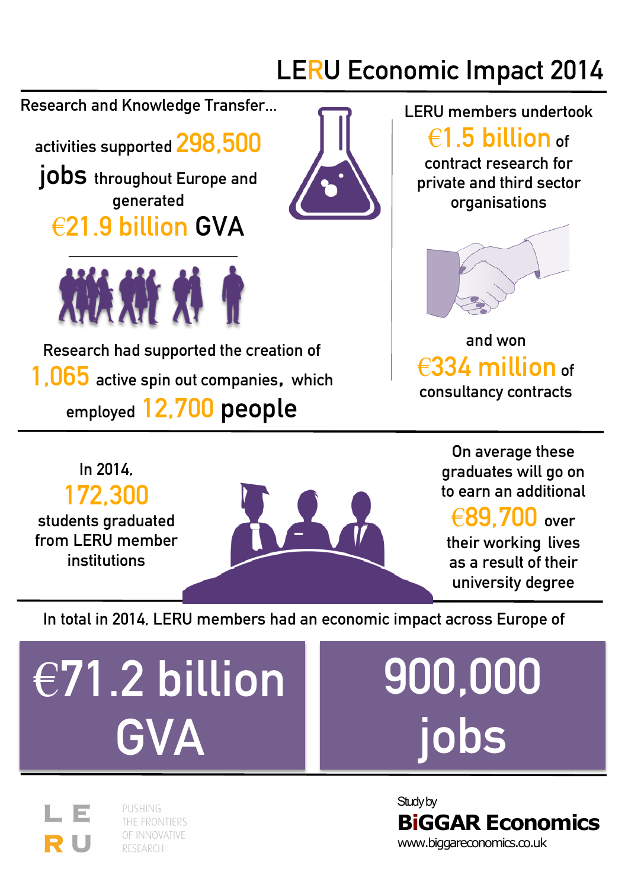# LERU Economic Impact 2014

Research and Knowledge Transfer...

activities supported 298,500 jobs throughout Europe and generated €21.9 billion GVA

Research had supported the creation of 1,065 active spin out companies, which employed 12,700 people

LERU members undertook €1.5 billion of contract research for private and third sector organisations

and won €334 million of consultancy contracts

In 2014, 172,300 students graduated from LERU member institutions

On average these graduates will go on to earn an additional €89,700 over their working lives as a result of their university degree

In total in 2014, LERU members had an economic impact across Europe of

**€71.2 billion GVA**

**900,000 jobs**

LERU

PUSHING THE FRONTIERS OF INNOVATIVE RESEARCH

Study by

**BiGGAR Economics**

www.biggareconomics.co.uk